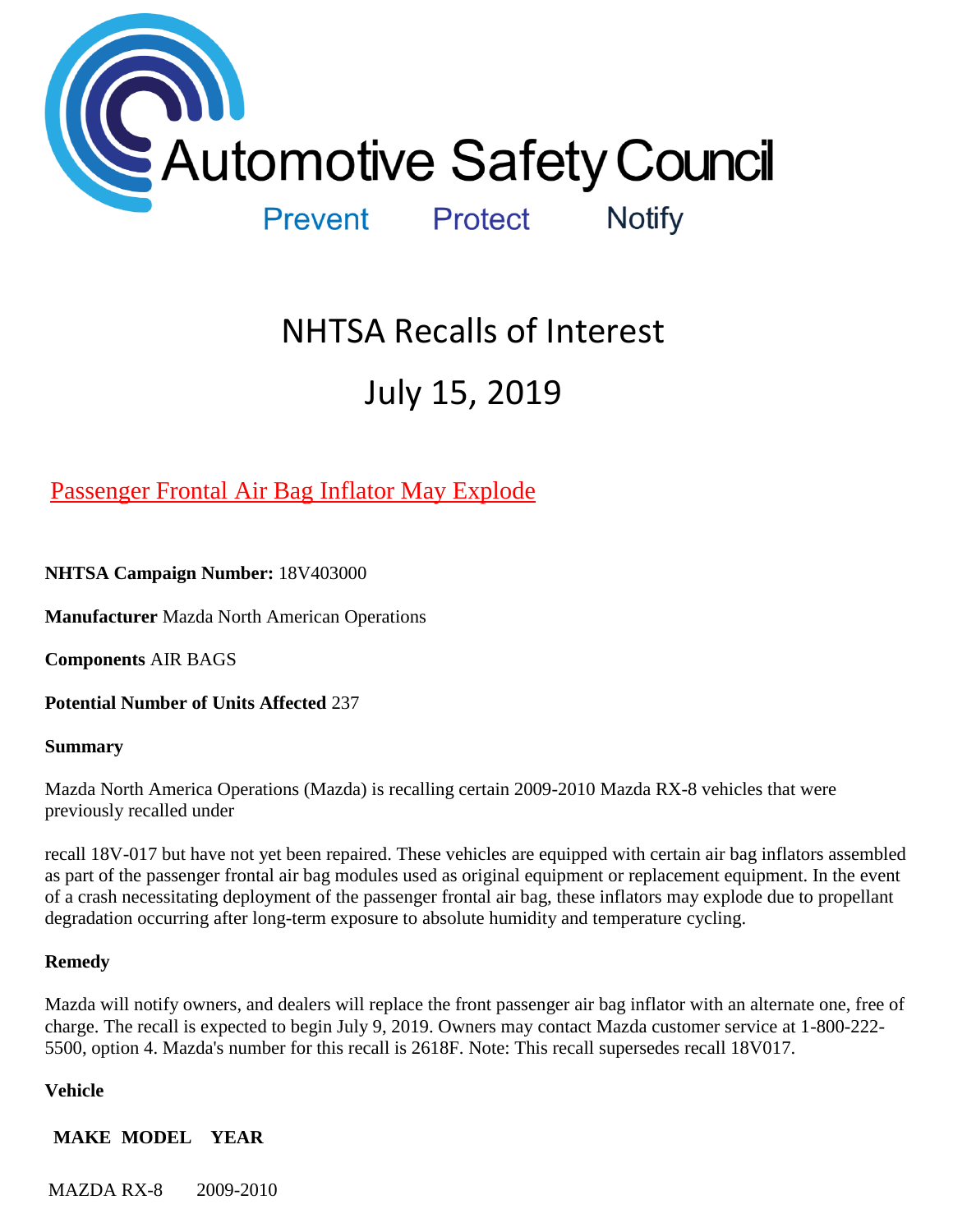Automotive Safety Council

Prevent Protect Notify

# NHTSA Recalls of Interest

# July 15, 2019

## Passenger Frontal Air Bag Inflator May Explode

**NHTSA Campaign Number:** 18V403000

**Manufacturer** Mazda North American Operations

**Components** AIR BAGS

**Potential Number of Units Affected** 237

**Summary**

Mazda North America Operations (Mazda) is recalling certain 2009-2010 Mazda RX-8 vehicles that were previously recalled under

recall 18V-017 but have not yet been repaired. These vehicles are equipped with certain air bag inflators assembled as part of the passenger frontal air bag modules used as original equipment or replacement equipment. In the event of a crash necessitating deployment of the passenger frontal air bag, these inflators may explode due to propellant degradation occurring after long-term exposure to absolute humidity and temperature cycling.

**Remedy**

Mazda will notify owners, and dealers will replace the front passenger air bag inflator with an alternate one, free of charge. The recall is expected to begin July 9, 2019. Owners may contact Mazda customer service at 1-800-222-5500, option 4. Mazda's number for this recall is 2618F. Note: This recall supersedes recall 18V017.

**Vehicle**

| MAKE | MODEL | YEAR |
|---|---|---|
| MAZDA | RX-8 | 2009-2010 |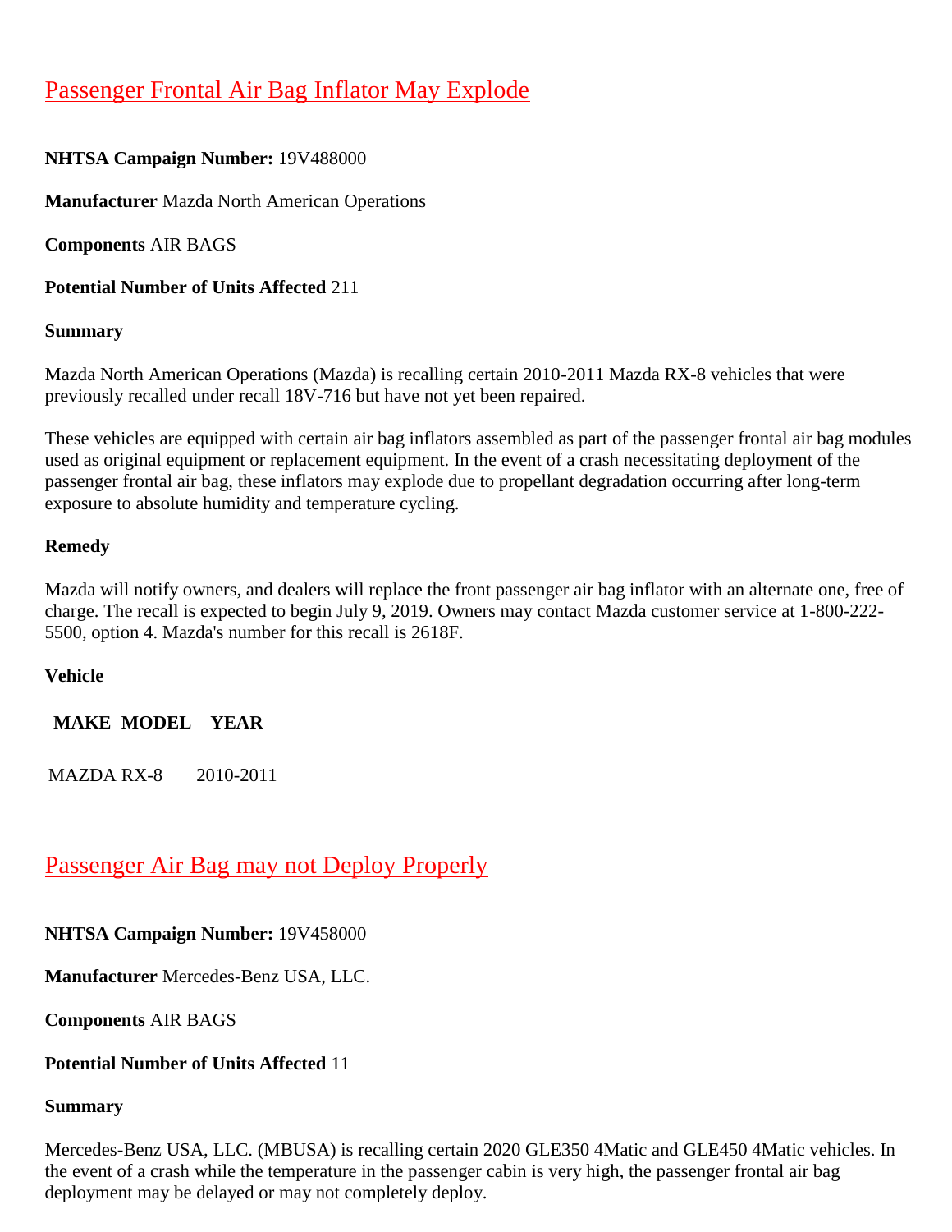## Passenger Frontal Air Bag Inflator May Explode

**NHTSA Campaign Number:** 19V488000

**Manufacturer** Mazda North American Operations

**Components** AIR BAGS

**Potential Number of Units Affected** 211

**Summary**

Mazda North American Operations (Mazda) is recalling certain 2010-2011 Mazda RX-8 vehicles that were previously recalled under recall 18V-716 but have not yet been repaired.

These vehicles are equipped with certain air bag inflators assembled as part of the passenger frontal air bag modules used as original equipment or replacement equipment. In the event of a crash necessitating deployment of the passenger frontal air bag, these inflators may explode due to propellant degradation occurring after long-term exposure to absolute humidity and temperature cycling.

**Remedy**

Mazda will notify owners, and dealers will replace the front passenger air bag inflator with an alternate one, free of charge. The recall is expected to begin July 9, 2019. Owners may contact Mazda customer service at 1-800-222-5500, option 4. Mazda's number for this recall is 2618F.

**Vehicle**

| MAKE | MODEL | YEAR |
|---|---|---|
| MAZDA | RX-8 | 2010-2011 |

## Passenger Air Bag may not Deploy Properly

**NHTSA Campaign Number:** 19V458000

**Manufacturer** Mercedes-Benz USA, LLC.

**Components** AIR BAGS

**Potential Number of Units Affected** 11

**Summary**

Mercedes-Benz USA, LLC. (MBUSA) is recalling certain 2020 GLE350 4Matic and GLE450 4Matic vehicles. In the event of a crash while the temperature in the passenger cabin is very high, the passenger frontal air bag deployment may be delayed or may not completely deploy.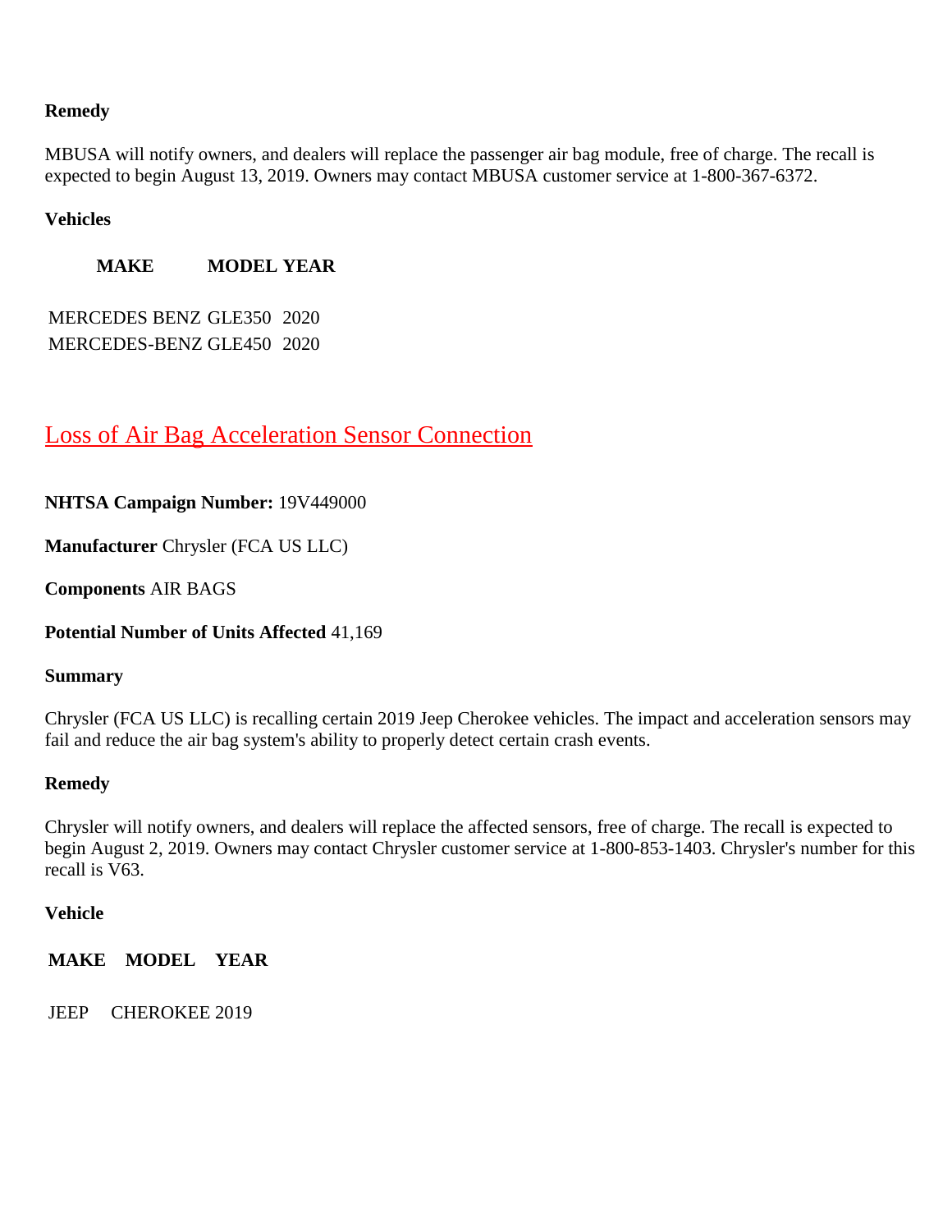**Remedy**

MBUSA will notify owners, and dealers will replace the passenger air bag module, free of charge. The recall is expected to begin August 13, 2019. Owners may contact MBUSA customer service at 1-800-367-6372.

**Vehicles**

| MAKE | MODEL | YEAR |
|---|---|---|
| MERCEDES BENZ | GLE350 | 2020 |
| MERCEDES-BENZ | GLE450 | 2020 |

## Loss of Air Bag Acceleration Sensor Connection

**NHTSA Campaign Number:** 19V449000

**Manufacturer** Chrysler (FCA US LLC)

**Components** AIR BAGS

**Potential Number of Units Affected** 41,169

**Summary**

Chrysler (FCA US LLC) is recalling certain 2019 Jeep Cherokee vehicles. The impact and acceleration sensors may fail and reduce the air bag system's ability to properly detect certain crash events.

**Remedy**

Chrysler will notify owners, and dealers will replace the affected sensors, free of charge. The recall is expected to begin August 2, 2019. Owners may contact Chrysler customer service at 1-800-853-1403. Chrysler's number for this recall is V63.

**Vehicle**

| MAKE | MODEL | YEAR |
|---|---|---|
| JEEP | CHEROKEE | 2019 |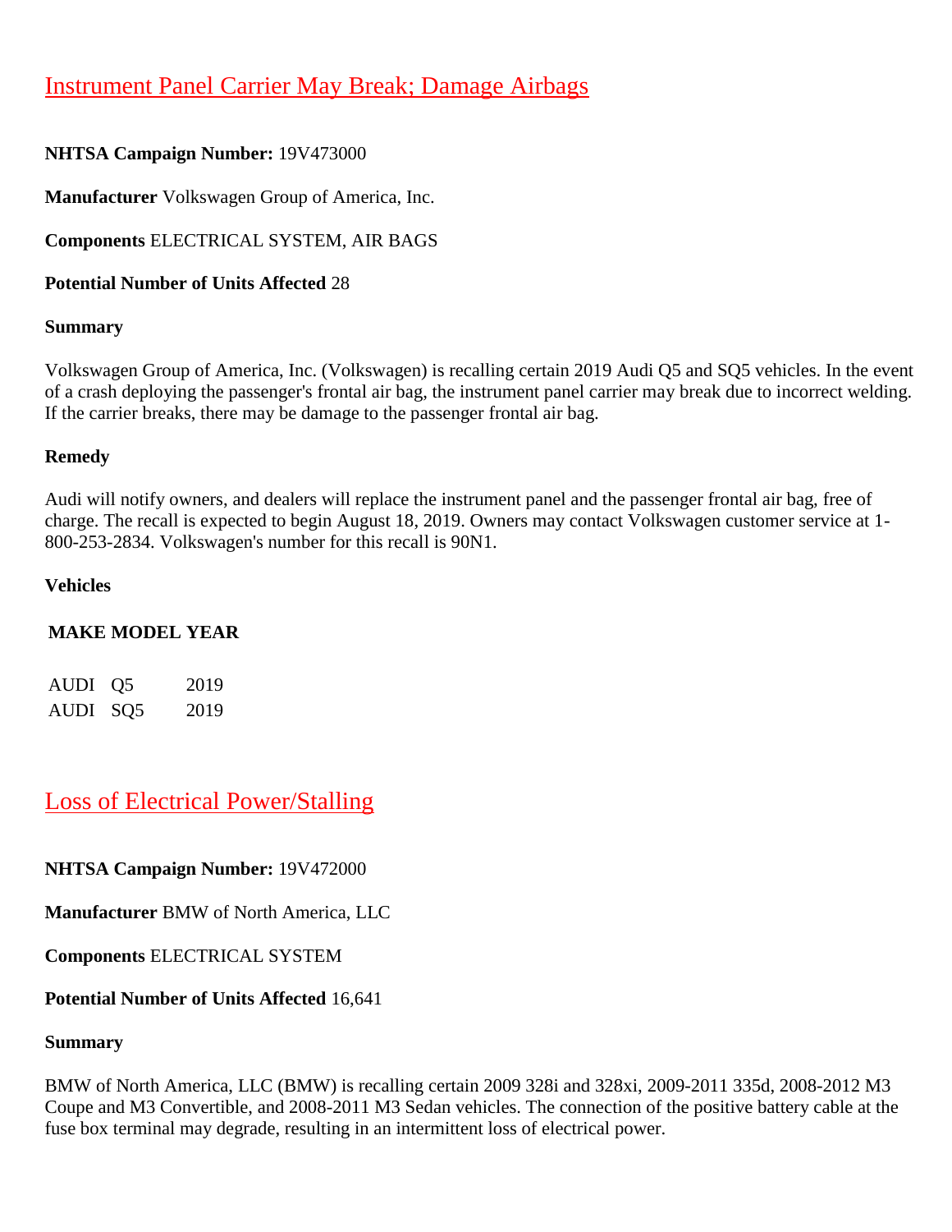## Instrument Panel Carrier May Break; Damage Airbags

**NHTSA Campaign Number:** 19V473000

**Manufacturer** Volkswagen Group of America, Inc.

**Components** ELECTRICAL SYSTEM, AIR BAGS

**Potential Number of Units Affected** 28

**Summary**

Volkswagen Group of America, Inc. (Volkswagen) is recalling certain 2019 Audi Q5 and SQ5 vehicles. In the event of a crash deploying the passenger's frontal air bag, the instrument panel carrier may break due to incorrect welding. If the carrier breaks, there may be damage to the passenger frontal air bag.

**Remedy**

Audi will notify owners, and dealers will replace the instrument panel and the passenger frontal air bag, free of charge. The recall is expected to begin August 18, 2019. Owners may contact Volkswagen customer service at 1-800-253-2834. Volkswagen's number for this recall is 90N1.

**Vehicles**

| MAKE | MODEL | YEAR |
|---|---|---|
| AUDI | Q5 | 2019 |
| AUDI | SQ5 | 2019 |

## Loss of Electrical Power/Stalling

**NHTSA Campaign Number:** 19V472000

**Manufacturer** BMW of North America, LLC

**Components** ELECTRICAL SYSTEM

**Potential Number of Units Affected** 16,641

**Summary**

BMW of North America, LLC (BMW) is recalling certain 2009 328i and 328xi, 2009-2011 335d, 2008-2012 M3 Coupe and M3 Convertible, and 2008-2011 M3 Sedan vehicles. The connection of the positive battery cable at the fuse box terminal may degrade, resulting in an intermittent loss of electrical power.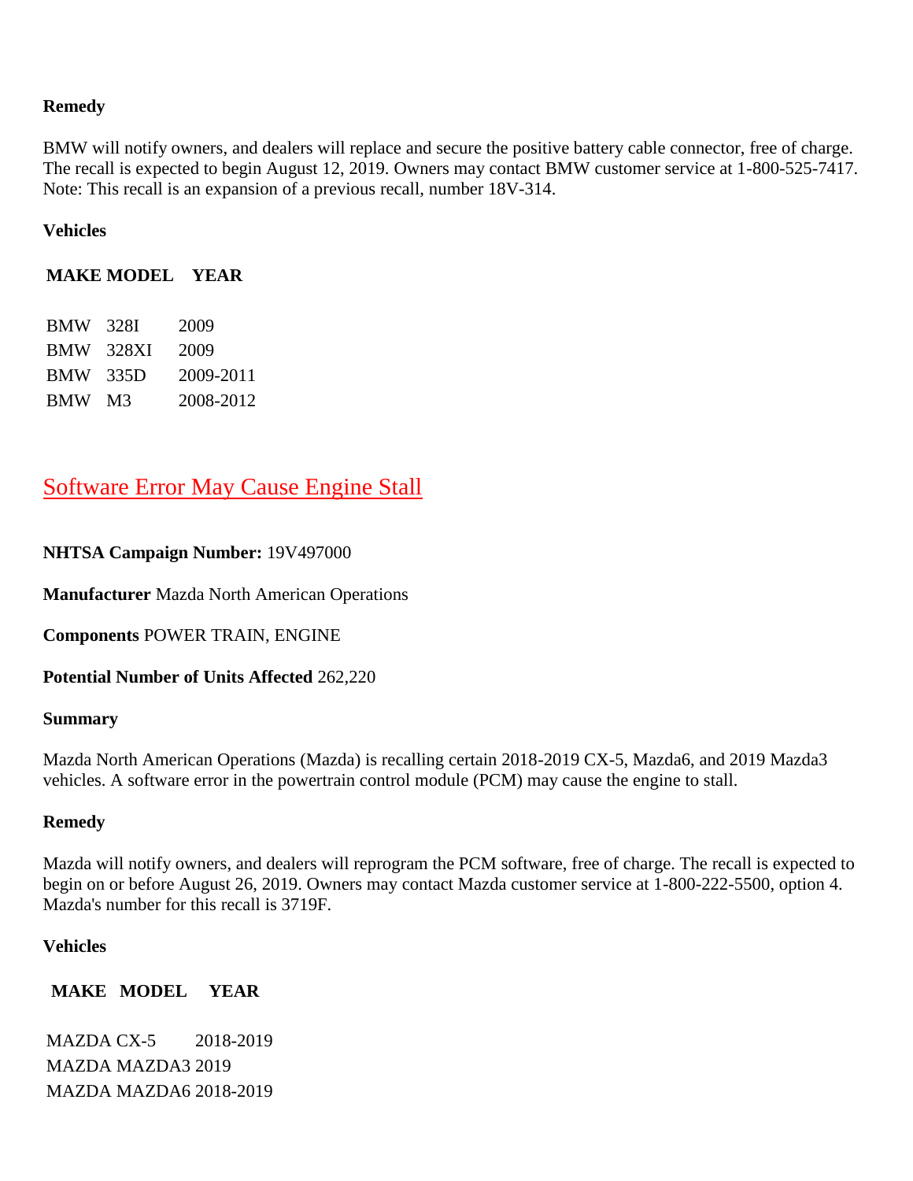**Remedy**

BMW will notify owners, and dealers will replace and secure the positive battery cable connector, free of charge. The recall is expected to begin August 12, 2019. Owners may contact BMW customer service at 1-800-525-7417. Note: This recall is an expansion of a previous recall, number 18V-314.

**Vehicles**

| MAKE | MODEL | YEAR |
|---|---|---|
| BMW | 328I | 2009 |
| BMW | 328XI | 2009 |
| BMW | 335D | 2009-2011 |
| BMW | M3 | 2008-2012 |

## Software Error May Cause Engine Stall

**NHTSA Campaign Number:** 19V497000

**Manufacturer** Mazda North American Operations

**Components** POWER TRAIN, ENGINE

**Potential Number of Units Affected** 262,220

**Summary**

Mazda North American Operations (Mazda) is recalling certain 2018-2019 CX-5, Mazda6, and 2019 Mazda3 vehicles. A software error in the powertrain control module (PCM) may cause the engine to stall.

**Remedy**

Mazda will notify owners, and dealers will reprogram the PCM software, free of charge. The recall is expected to begin on or before August 26, 2019. Owners may contact Mazda customer service at 1-800-222-5500, option 4. Mazda's number for this recall is 3719F.

**Vehicles**

| MAKE | MODEL | YEAR |
|---|---|---|
| MAZDA | CX-5 | 2018-2019 |
| MAZDA | MAZDA3 | 2019 |
| MAZDA | MAZDA6 | 2018-2019 |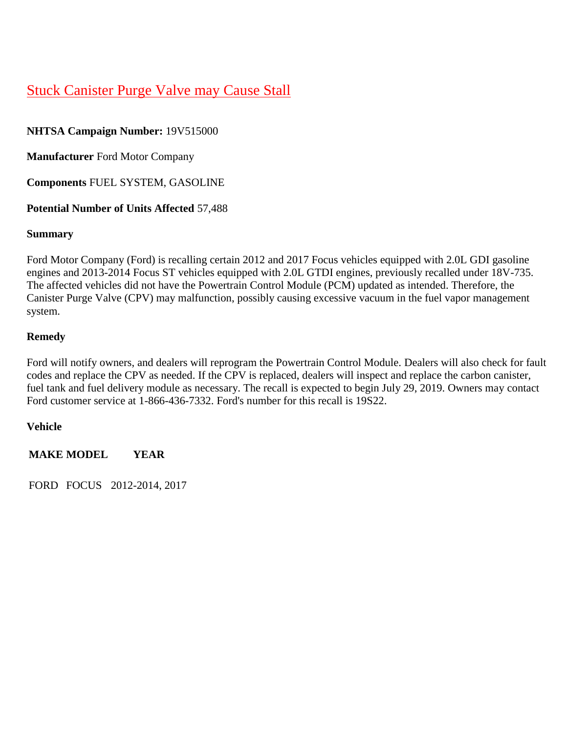## Stuck Canister Purge Valve may Cause Stall

**NHTSA Campaign Number:** 19V515000

**Manufacturer** Ford Motor Company

**Components** FUEL SYSTEM, GASOLINE

**Potential Number of Units Affected** 57,488

**Summary**

Ford Motor Company (Ford) is recalling certain 2012 and 2017 Focus vehicles equipped with 2.0L GDI gasoline engines and 2013-2014 Focus ST vehicles equipped with 2.0L GTDI engines, previously recalled under 18V-735. The affected vehicles did not have the Powertrain Control Module (PCM) updated as intended. Therefore, the Canister Purge Valve (CPV) may malfunction, possibly causing excessive vacuum in the fuel vapor management system.

**Remedy**

Ford will notify owners, and dealers will reprogram the Powertrain Control Module. Dealers will also check for fault codes and replace the CPV as needed. If the CPV is replaced, dealers will inspect and replace the carbon canister, fuel tank and fuel delivery module as necessary. The recall is expected to begin July 29, 2019. Owners may contact Ford customer service at 1-866-436-7332. Ford's number for this recall is 19S22.

**Vehicle**

| MAKE | MODEL | YEAR |
|---|---|---|
| FORD | FOCUS | 2012-2014, 2017 |